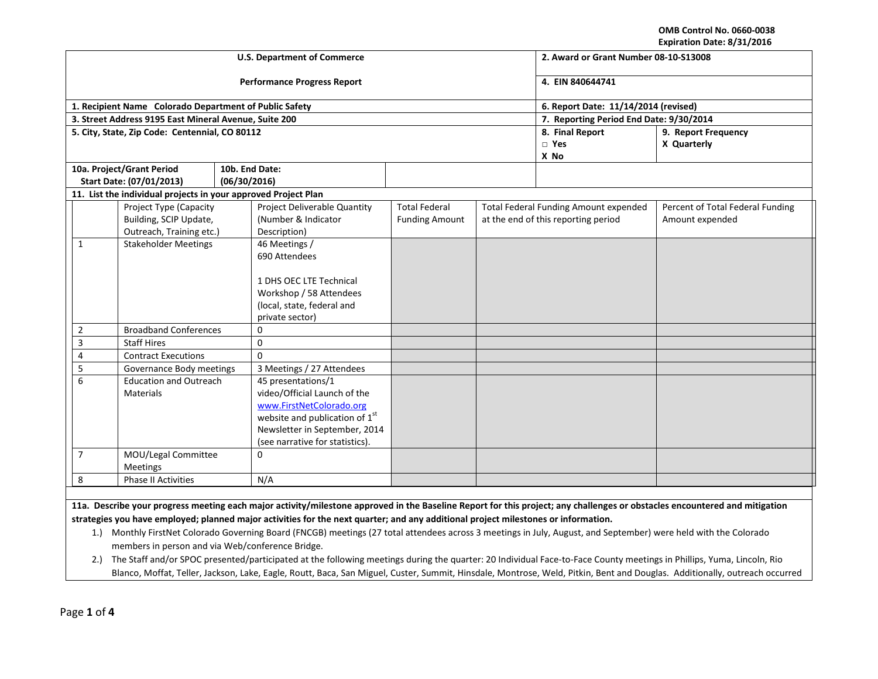OMB Control No. 0660-0038
Expiration Date: 8/31/2016

| U.S. Department of Commerce | 2. Award or Grant Number 08-10-S13008 |
|---|---|
| Performance Progress Report | 4. EIN 840644741 |
| 1. Recipient Name Colorado Department of Public Safety | 6. Report Date: 11/14/2014 (revised) |
| 3. Street Address 9195 East Mineral Avenue, Suite 200 | 7. Reporting Period End Date: 9/30/2014 |
| 5. City, State, Zip Code: Centennial, CO 80112 | 8. Final Report □ Yes X No / 9. Report Frequency X Quarterly |
| 10a. Project/Grant Period Start Date: (07/01/2013) / 10b. End Date: (06/30/2016) | |

**11. List the individual projects in your approved Project Plan**

| | Project Type (Capacity Building, SCIP Update, Outreach, Training etc.) | Project Deliverable Quantity (Number & Indicator Description) | Total Federal Funding Amount | Total Federal Funding Amount expended at the end of this reporting period | Percent of Total Federal Funding Amount expended |
|---|---|---|---|---|---|
| 1 | Stakeholder Meetings | 46 Meetings / 690 Attendees<br><br>1 DHS OEC LTE Technical Workshop / 58 Attendees (local, state, federal and private sector) | | | |
| 2 | Broadband Conferences | 0 | | | |
| 3 | Staff Hires | 0 | | | |
| 4 | Contract Executions | 0 | | | |
| 5 | Governance Body meetings | 3 Meetings / 27 Attendees | | | |
| 6 | Education and Outreach Materials | 45 presentations/1 video/Official Launch of the www.FirstNetColorado.org website and publication of 1st Newsletter in September, 2014 (see narrative for statistics). | | | |
| 7 | MOU/Legal Committee Meetings | 0 | | | |
| 8 | Phase II Activities | N/A | | | |

**11a. Describe your progress meeting each major activity/milestone approved in the Baseline Report for this project; any challenges or obstacles encountered and mitigation strategies you have employed; planned major activities for the next quarter; and any additional project milestones or information.**

1.) Monthly FirstNet Colorado Governing Board (FNCGB) meetings (27 total attendees across 3 meetings in July, August, and September) were held with the Colorado members in person and via Web/conference Bridge.

2.) The Staff and/or SPOC presented/participated at the following meetings during the quarter: 20 Individual Face-to-Face County meetings in Phillips, Yuma, Lincoln, Rio Blanco, Moffat, Teller, Jackson, Lake, Eagle, Routt, Baca, San Miguel, Custer, Summit, Hinsdale, Montrose, Weld, Pitkin, Bent and Douglas. Additionally, outreach occurred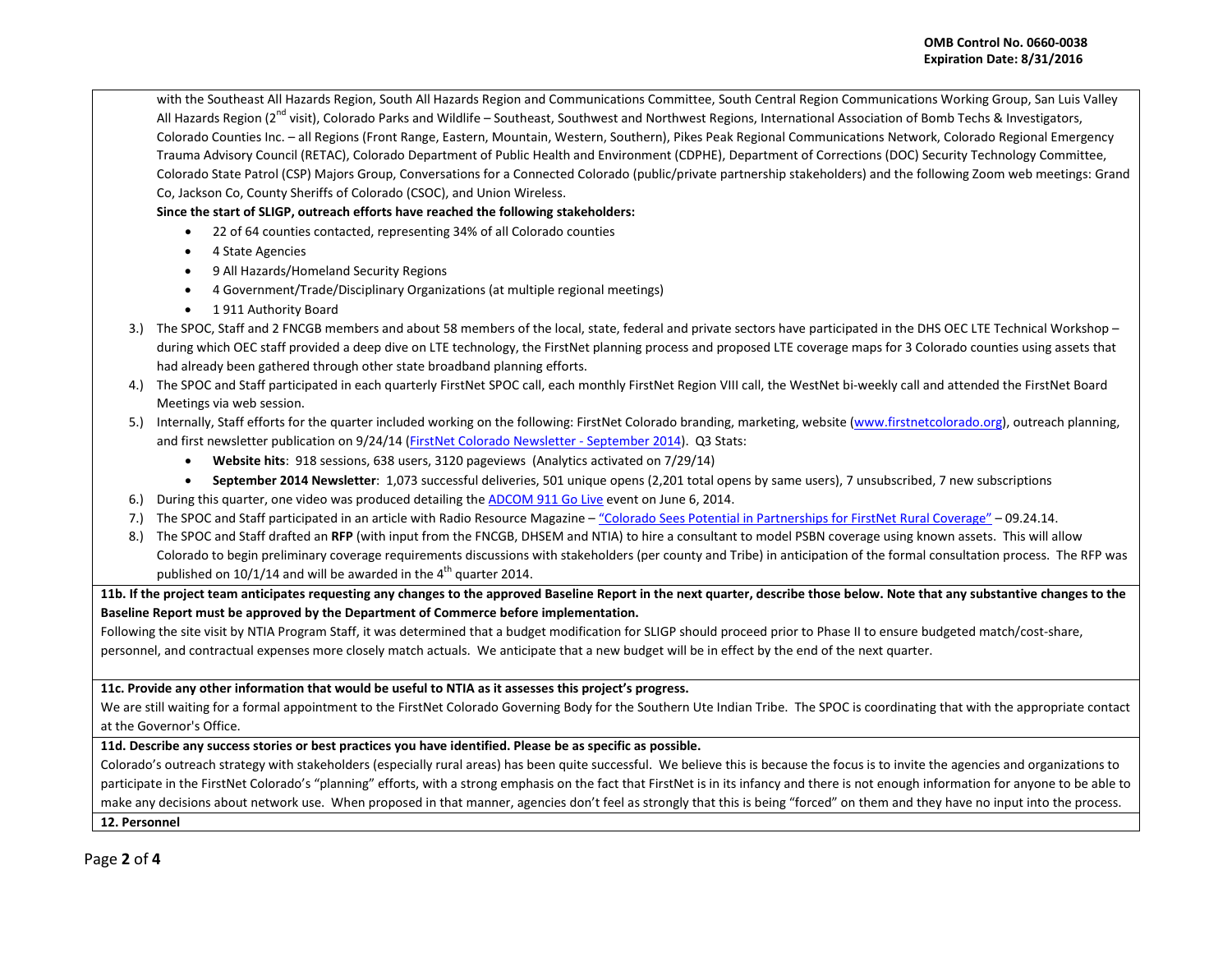with the Southeast All Hazards Region, South All Hazards Region and Communications Committee, South Central Region Communications Working Group, San Luis Valley All Hazards Region (2nd visit), Colorado Parks and Wildlife – Southeast, Southwest and Northwest Regions, International Association of Bomb Techs & Investigators, Colorado Counties Inc. – all Regions (Front Range, Eastern, Mountain, Western, Southern), Pikes Peak Regional Communications Network, Colorado Regional Emergency Trauma Advisory Council (RETAC), Colorado Department of Public Health and Environment (CDPHE), Department of Corrections (DOC) Security Technology Committee, Colorado State Patrol (CSP) Majors Group, Conversations for a Connected Colorado (public/private partnership stakeholders) and the following Zoom web meetings: Grand Co, Jackson Co, County Sheriffs of Colorado (CSOC), and Union Wireless.

**Since the start of SLIGP, outreach efforts have reached the following stakeholders:**

- 22 of 64 counties contacted, representing 34% of all Colorado counties
- 4 State Agencies
- 9 All Hazards/Homeland Security Regions
- 4 Government/Trade/Disciplinary Organizations (at multiple regional meetings)
- 1 911 Authority Board

3.) The SPOC, Staff and 2 FNCGB members and about 58 members of the local, state, federal and private sectors have participated in the DHS OEC LTE Technical Workshop – during which OEC staff provided a deep dive on LTE technology, the FirstNet planning process and proposed LTE coverage maps for 3 Colorado counties using assets that had already been gathered through other state broadband planning efforts.

4.) The SPOC and Staff participated in each quarterly FirstNet SPOC call, each monthly FirstNet Region VIII call, the WestNet bi-weekly call and attended the FirstNet Board Meetings via web session.

5.) Internally, Staff efforts for the quarter included working on the following: FirstNet Colorado branding, marketing, website (www.firstnetcolorado.org), outreach planning, and first newsletter publication on 9/24/14 (FirstNet Colorado Newsletter - September 2014). Q3 Stats:

- **Website hits**: 918 sessions, 638 users, 3120 pageviews (Analytics activated on 7/29/14)
- **September 2014 Newsletter**: 1,073 successful deliveries, 501 unique opens (2,201 total opens by same users), 7 unsubscribed, 7 new subscriptions

6.) During this quarter, one video was produced detailing the ADCOM 911 Go Live event on June 6, 2014.

7.) The SPOC and Staff participated in an article with Radio Resource Magazine – "Colorado Sees Potential in Partnerships for FirstNet Rural Coverage" – 09.24.14.

8.) The SPOC and Staff drafted an **RFP** (with input from the FNCGB, DHSEM and NTIA) to hire a consultant to model PSBN coverage using known assets. This will allow Colorado to begin preliminary coverage requirements discussions with stakeholders (per county and Tribe) in anticipation of the formal consultation process. The RFP was published on 10/1/14 and will be awarded in the 4th quarter 2014.

**11b. If the project team anticipates requesting any changes to the approved Baseline Report in the next quarter, describe those below. Note that any substantive changes to the Baseline Report must be approved by the Department of Commerce before implementation.**

Following the site visit by NTIA Program Staff, it was determined that a budget modification for SLIGP should proceed prior to Phase II to ensure budgeted match/cost-share, personnel, and contractual expenses more closely match actuals. We anticipate that a new budget will be in effect by the end of the next quarter.

**11c. Provide any other information that would be useful to NTIA as it assesses this project's progress.**

We are still waiting for a formal appointment to the FirstNet Colorado Governing Body for the Southern Ute Indian Tribe. The SPOC is coordinating that with the appropriate contact at the Governor's Office.

**11d. Describe any success stories or best practices you have identified. Please be as specific as possible.**

Colorado's outreach strategy with stakeholders (especially rural areas) has been quite successful. We believe this is because the focus is to invite the agencies and organizations to participate in the FirstNet Colorado's "planning" efforts, with a strong emphasis on the fact that FirstNet is in its infancy and there is not enough information for anyone to be able to make any decisions about network use. When proposed in that manner, agencies don't feel as strongly that this is being "forced" on them and they have no input into the process.

**12. Personnel**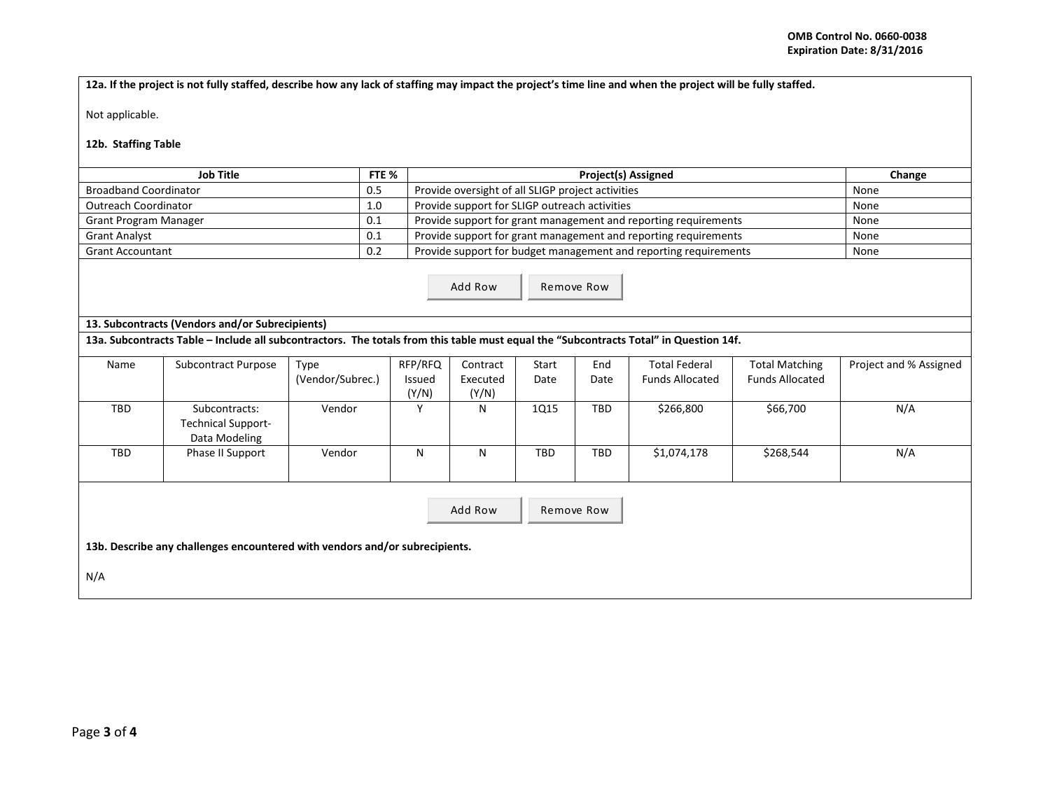**12a. If the project is not fully staffed, describe how any lack of staffing may impact the project's time line and when the project will be fully staffed.**

Not applicable.

**12b. Staffing Table**

| Job Title | FTE % | Project(s) Assigned | Change |
|---|---|---|---|
| Broadband Coordinator | 0.5 | Provide oversight of all SLIGP project activities | None |
| Outreach Coordinator | 1.0 | Provide support for SLIGP outreach activities | None |
| Grant Program Manager | 0.1 | Provide support for grant management and reporting requirements | None |
| Grant Analyst | 0.1 | Provide support for grant management and reporting requirements | None |
| Grant Accountant | 0.2 | Provide support for budget management and reporting requirements | None |

**13. Subcontracts (Vendors and/or Subrecipients)**

**13a. Subcontracts Table – Include all subcontractors. The totals from this table must equal the "Subcontracts Total" in Question 14f.**

| Name | Subcontract Purpose | Type (Vendor/Subrec.) | RFP/RFQ Issued (Y/N) | Contract Executed (Y/N) | Start Date | End Date | Total Federal Funds Allocated | Total Matching Funds Allocated | Project and % Assigned |
|---|---|---|---|---|---|---|---|---|---|
| TBD | Subcontracts: Technical Support-Data Modeling | Vendor | Y | N | 1Q15 | TBD | $266,800 | $66,700 | N/A |
| TBD | Phase II Support | Vendor | N | N | TBD | TBD | $1,074,178 | $268,544 | N/A |

**13b. Describe any challenges encountered with vendors and/or subrecipients.**

N/A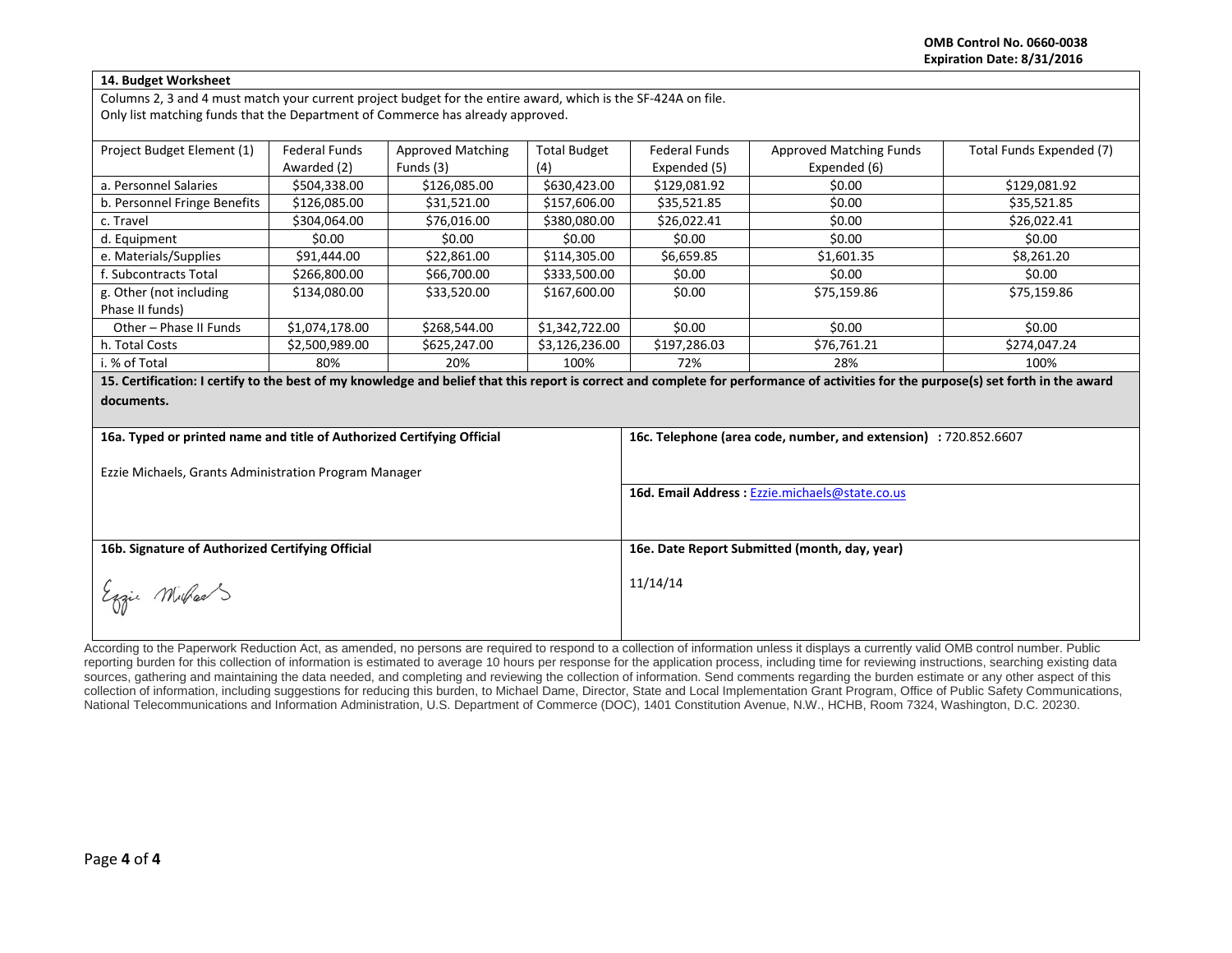**OMB Control No. 0660-0038**
**Expiration Date: 8/31/2016**

**14. Budget Worksheet**

Columns 2, 3 and 4 must match your current project budget for the entire award, which is the SF-424A on file.
Only list matching funds that the Department of Commerce has already approved.

| Project Budget Element (1) | Federal Funds Awarded (2) | Approved Matching Funds (3) | Total Budget (4) | Federal Funds Expended (5) | Approved Matching Funds Expended (6) | Total Funds Expended (7) |
|---|---|---|---|---|---|---|
| a. Personnel Salaries | $504,338.00 | $126,085.00 | $630,423.00 | $129,081.92 | $0.00 | $129,081.92 |
| b. Personnel Fringe Benefits | $126,085.00 | $31,521.00 | $157,606.00 | $35,521.85 | $0.00 | $35,521.85 |
| c. Travel | $304,064.00 | $76,016.00 | $380,080.00 | $26,022.41 | $0.00 | $26,022.41 |
| d. Equipment | $0.00 | $0.00 | $0.00 | $0.00 | $0.00 | $0.00 |
| e. Materials/Supplies | $91,444.00 | $22,861.00 | $114,305.00 | $6,659.85 | $1,601.35 | $8,261.20 |
| f. Subcontracts Total | $266,800.00 | $66,700.00 | $333,500.00 | $0.00 | $0.00 | $0.00 |
| g. Other (not including Phase II funds) | $134,080.00 | $33,520.00 | $167,600.00 | $0.00 | $75,159.86 | $75,159.86 |
| Other – Phase II Funds | $1,074,178.00 | $268,544.00 | $1,342,722.00 | $0.00 | $0.00 | $0.00 |
| h. Total Costs | $2,500,989.00 | $625,247.00 | $3,126,236.00 | $197,286.03 | $76,761.21 | $274,047.24 |
| i. % of Total | 80% | 20% | 100% | 72% | 28% | 100% |

**15. Certification: I certify to the best of my knowledge and belief that this report is correct and complete for performance of activities for the purpose(s) set forth in the award documents.**

**16a. Typed or printed name and title of Authorized Certifying Official**

Ezzie Michaels, Grants Administration Program Manager

**16b. Signature of Authorized Certifying Official**

Ezzie Michaels

**16c. Telephone (area code, number, and extension) :** 720.852.6607

**16d. Email Address :** Ezzie.michaels@state.co.us

**16e. Date Report Submitted (month, day, year)**

11/14/14

According to the Paperwork Reduction Act, as amended, no persons are required to respond to a collection of information unless it displays a currently valid OMB control number. Public reporting burden for this collection of information is estimated to average 10 hours per response for the application process, including time for reviewing instructions, searching existing data sources, gathering and maintaining the data needed, and completing and reviewing the collection of information. Send comments regarding the burden estimate or any other aspect of this collection of information, including suggestions for reducing this burden, to Michael Dame, Director, State and Local Implementation Grant Program, Office of Public Safety Communications, National Telecommunications and Information Administration, U.S. Department of Commerce (DOC), 1401 Constitution Avenue, N.W., HCHB, Room 7324, Washington, D.C. 20230.